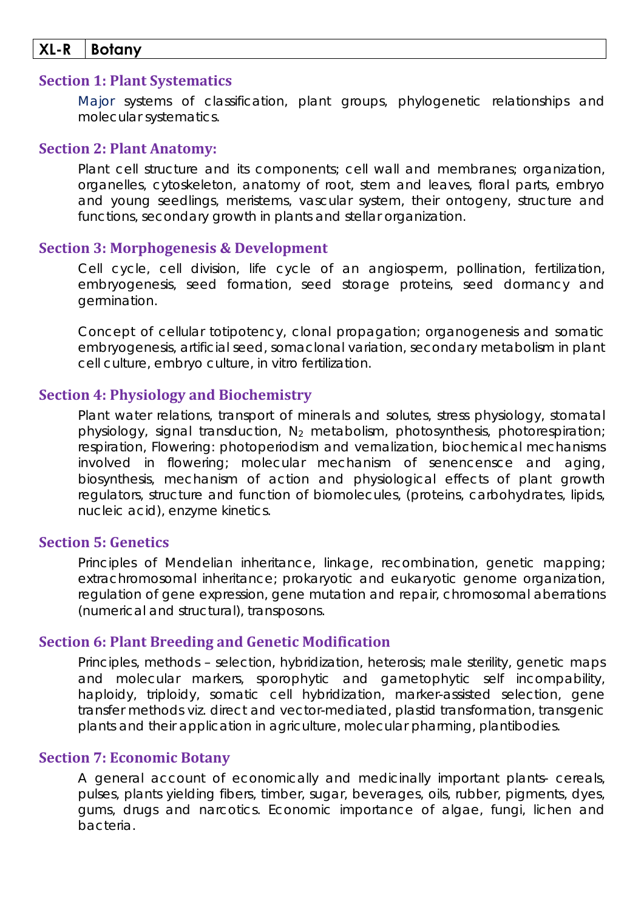| XL-R | Botany |
| --- | --- |

## Section 1: Plant Systematics

Major systems of classification, plant groups, phylogenetic relationships and molecular systematics.

## Section 2: Plant Anatomy:

Plant cell structure and its components; cell wall and membranes; organization, organelles, cytoskeleton, anatomy of root, stem and leaves, floral parts, embryo and young seedlings, meristems, vascular system, their ontogeny, structure and functions, secondary growth in plants and stellar organization.

## Section 3: Morphogenesis & Development

Cell cycle, cell division, life cycle of an angiosperm, pollination, fertilization, embryogenesis, seed formation, seed storage proteins, seed dormancy and germination.

Concept of cellular totipotency, clonal propagation; organogenesis and somatic embryogenesis, artificial seed, somaclonal variation, secondary metabolism in plant cell culture, embryo culture, in vitro fertilization.

## Section 4: Physiology and Biochemistry

Plant water relations, transport of minerals and solutes, stress physiology, stomatal physiology, signal transduction, $N_2$ metabolism, photosynthesis, photorespiration; respiration, Flowering: photoperiodism and vernalization, biochemical mechanisms involved in flowering; molecular mechanism of senencensce and aging, biosynthesis, mechanism of action and physiological effects of plant growth regulators, structure and function of biomolecules, (proteins, carbohydrates, lipids, nucleic acid), enzyme kinetics.

## Section 5: Genetics

Principles of Mendelian inheritance, linkage, recombination, genetic mapping; extrachromosomal inheritance; prokaryotic and eukaryotic genome organization, regulation of gene expression, gene mutation and repair, chromosomal aberrations (numerical and structural), transposons.

## Section 6: Plant Breeding and Genetic Modification

Principles, methods – selection, hybridization, heterosis; male sterility, genetic maps and molecular markers, sporophytic and gametophytic self incompability, haploidy, triploidy, somatic cell hybridization, marker-assisted selection, gene transfer methods viz. direct and vector-mediated, plastid transformation, transgenic plants and their application in agriculture, molecular pharming, plantibodies.

## Section 7: Economic Botany

A general account of economically and medicinally important plants- cereals, pulses, plants yielding fibers, timber, sugar, beverages, oils, rubber, pigments, dyes, gums, drugs and narcotics. Economic importance of algae, fungi, lichen and bacteria.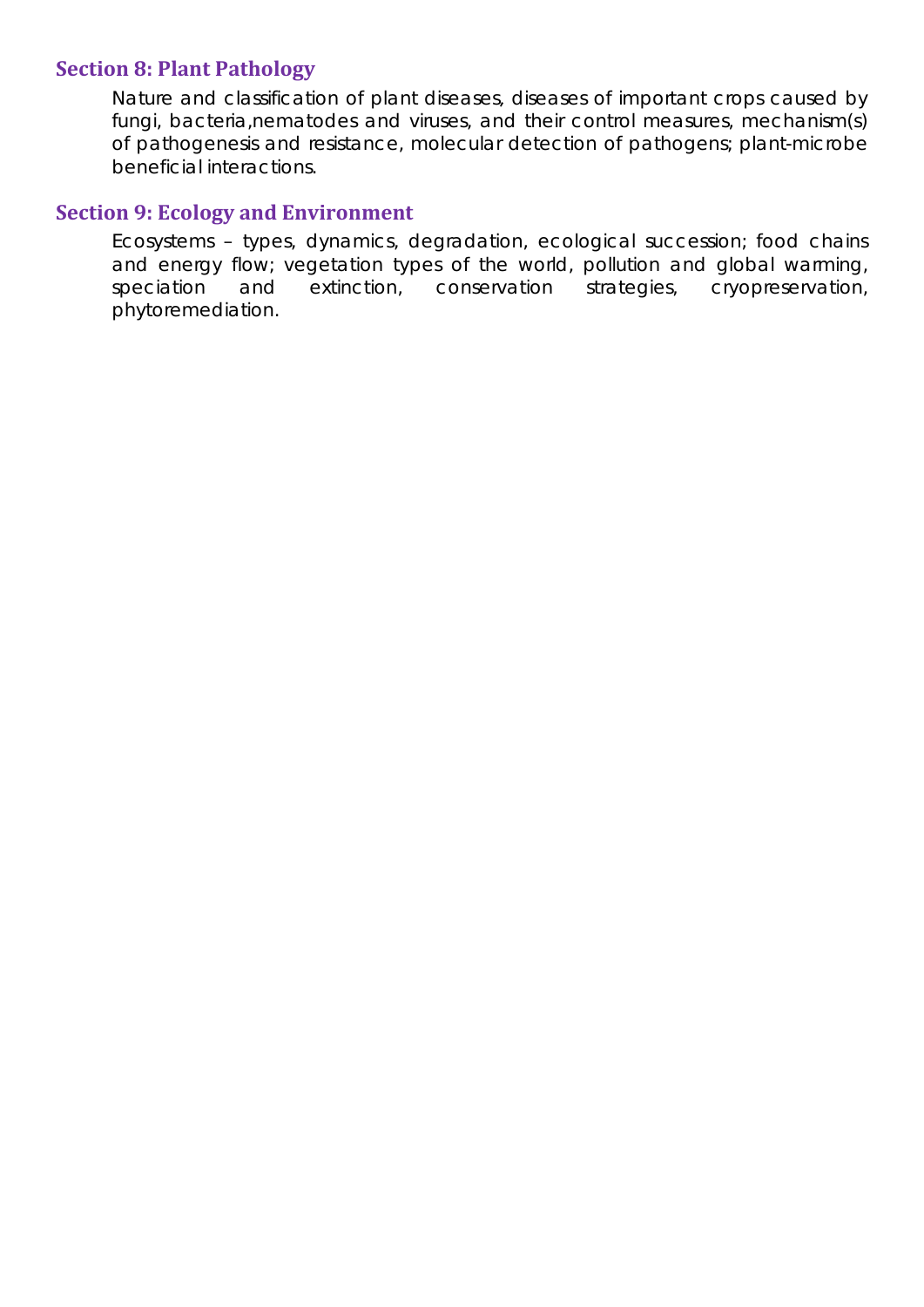## Section 8: Plant Pathology

Nature and classification of plant diseases, diseases of important crops caused by fungi, bacteria,nematodes and viruses, and their control measures, mechanism(s) of pathogenesis and resistance, molecular detection of pathogens; plant-microbe beneficial interactions.

## Section 9: Ecology and Environment

Ecosystems – types, dynamics, degradation, ecological succession; food chains and energy flow; vegetation types of the world, pollution and global warming, speciation and extinction, conservation strategies, cryopreservation, phytoremediation.